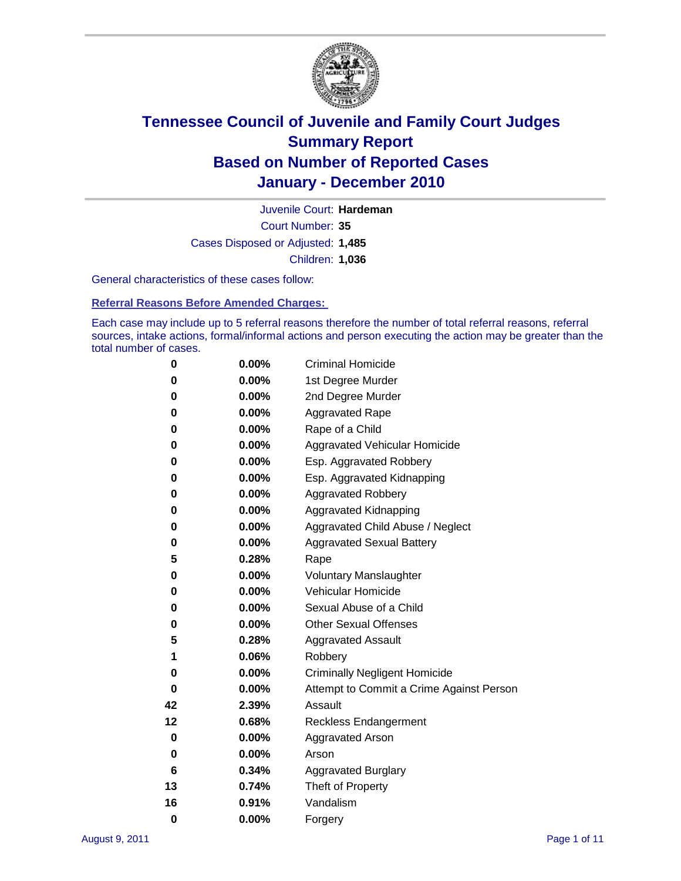# Tennessee Council of Juvenile and Family Court Judges
## Summary Report
## Based on Number of Reported Cases
## January - December 2010

Juvenile Court: **Hardeman**

Court Number: **35**

Cases Disposed or Adjusted: **1,485**

Children: **1,036**

General characteristics of these cases follow:

### Referral Reasons Before Amended Charges:

Each case may include up to 5 referral reasons therefore the number of total referral reasons, referral sources, intake actions, formal/informal actions and person executing the action may be greater than the total number of cases.

| Count | Percent | Referral Reason |
|---|---|---|
| 0 | 0.00% | Criminal Homicide |
| 0 | 0.00% | 1st Degree Murder |
| 0 | 0.00% | 2nd Degree Murder |
| 0 | 0.00% | Aggravated Rape |
| 0 | 0.00% | Rape of a Child |
| 0 | 0.00% | Aggravated Vehicular Homicide |
| 0 | 0.00% | Esp. Aggravated Robbery |
| 0 | 0.00% | Esp. Aggravated Kidnapping |
| 0 | 0.00% | Aggravated Robbery |
| 0 | 0.00% | Aggravated Kidnapping |
| 0 | 0.00% | Aggravated Child Abuse / Neglect |
| 0 | 0.00% | Aggravated Sexual Battery |
| 5 | 0.28% | Rape |
| 0 | 0.00% | Voluntary Manslaughter |
| 0 | 0.00% | Vehicular Homicide |
| 0 | 0.00% | Sexual Abuse of a Child |
| 0 | 0.00% | Other Sexual Offenses |
| 5 | 0.28% | Aggravated Assault |
| 1 | 0.06% | Robbery |
| 0 | 0.00% | Criminally Negligent Homicide |
| 0 | 0.00% | Attempt to Commit a Crime Against Person |
| 42 | 2.39% | Assault |
| 12 | 0.68% | Reckless Endangerment |
| 0 | 0.00% | Aggravated Arson |
| 0 | 0.00% | Arson |
| 6 | 0.34% | Aggravated Burglary |
| 13 | 0.74% | Theft of Property |
| 16 | 0.91% | Vandalism |
| 0 | 0.00% | Forgery |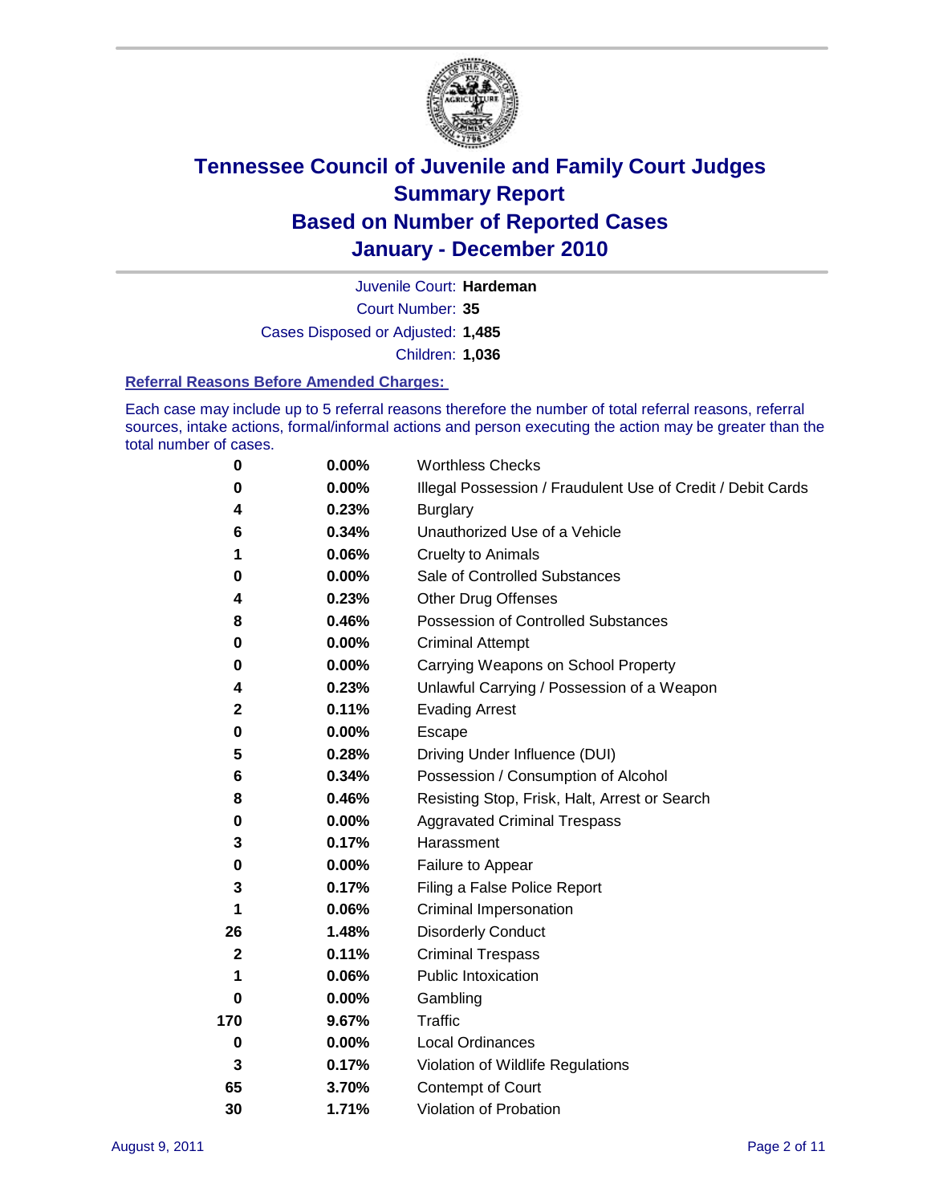# Tennessee Council of Juvenile and Family Court Judges
# Summary Report
# Based on Number of Reported Cases
# January - December 2010

Juvenile Court: **Hardeman**

Court Number: **35**

Cases Disposed or Adjusted: **1,485**

Children: **1,036**

### Referral Reasons Before Amended Charges:

Each case may include up to 5 referral reasons therefore the number of total referral reasons, referral sources, intake actions, formal/informal actions and person executing the action may be greater than the total number of cases.

| Count | Percent | Referral Reason |
|---|---|---|
| 0 | 0.00% | Worthless Checks |
| 0 | 0.00% | Illegal Possession / Fraudulent Use of Credit / Debit Cards |
| 4 | 0.23% | Burglary |
| 6 | 0.34% | Unauthorized Use of a Vehicle |
| 1 | 0.06% | Cruelty to Animals |
| 0 | 0.00% | Sale of Controlled Substances |
| 4 | 0.23% | Other Drug Offenses |
| 8 | 0.46% | Possession of Controlled Substances |
| 0 | 0.00% | Criminal Attempt |
| 0 | 0.00% | Carrying Weapons on School Property |
| 4 | 0.23% | Unlawful Carrying / Possession of a Weapon |
| 2 | 0.11% | Evading Arrest |
| 0 | 0.00% | Escape |
| 5 | 0.28% | Driving Under Influence (DUI) |
| 6 | 0.34% | Possession / Consumption of Alcohol |
| 8 | 0.46% | Resisting Stop, Frisk, Halt, Arrest or Search |
| 0 | 0.00% | Aggravated Criminal Trespass |
| 3 | 0.17% | Harassment |
| 0 | 0.00% | Failure to Appear |
| 3 | 0.17% | Filing a False Police Report |
| 1 | 0.06% | Criminal Impersonation |
| 26 | 1.48% | Disorderly Conduct |
| 2 | 0.11% | Criminal Trespass |
| 1 | 0.06% | Public Intoxication |
| 0 | 0.00% | Gambling |
| 170 | 9.67% | Traffic |
| 0 | 0.00% | Local Ordinances |
| 3 | 0.17% | Violation of Wildlife Regulations |
| 65 | 3.70% | Contempt of Court |
| 30 | 1.71% | Violation of Probation |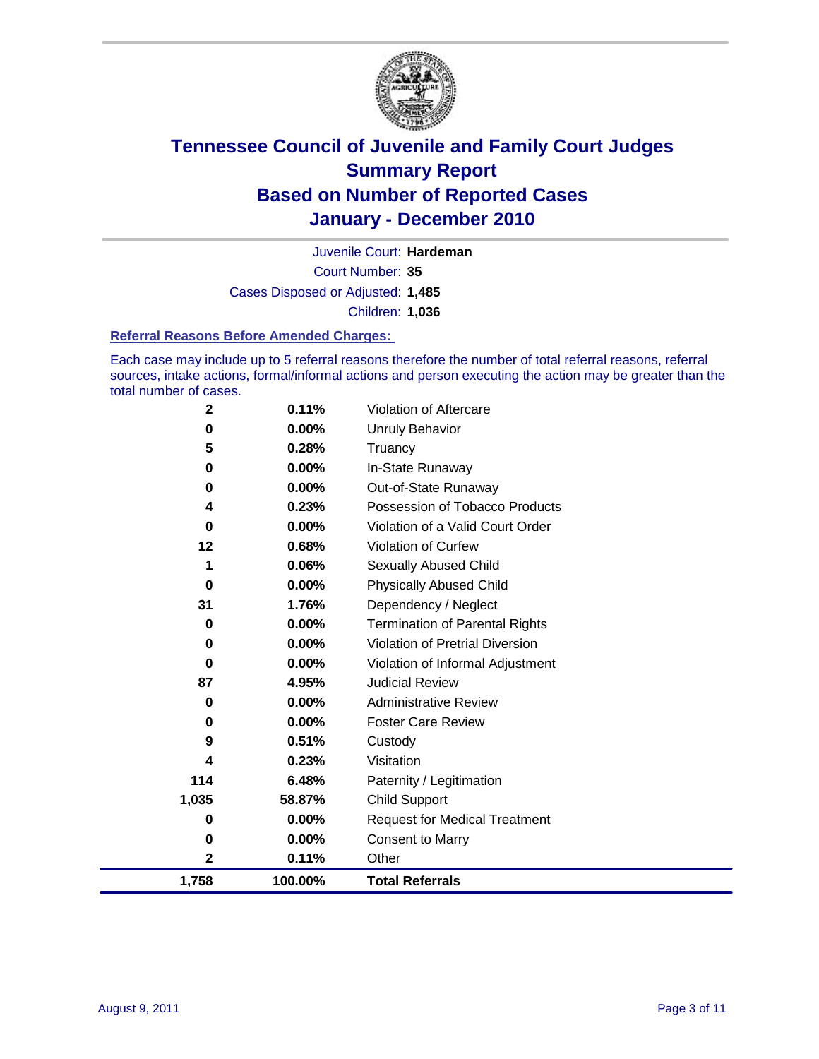# Tennessee Council of Juvenile and Family Court Judges
## Summary Report
## Based on Number of Reported Cases
## January - December 2010

Juvenile Court: **Hardeman**

Court Number: **35**

Cases Disposed or Adjusted: **1,485**

Children: **1,036**

### Referral Reasons Before Amended Charges:

Each case may include up to 5 referral reasons therefore the number of total referral reasons, referral sources, intake actions, formal/informal actions and person executing the action may be greater than the total number of cases.

| Count | Percent | Referral Reason |
|---|---|---|
| 2 | 0.11% | Violation of Aftercare |
| 0 | 0.00% | Unruly Behavior |
| 5 | 0.28% | Truancy |
| 0 | 0.00% | In-State Runaway |
| 0 | 0.00% | Out-of-State Runaway |
| 4 | 0.23% | Possession of Tobacco Products |
| 0 | 0.00% | Violation of a Valid Court Order |
| 12 | 0.68% | Violation of Curfew |
| 1 | 0.06% | Sexually Abused Child |
| 0 | 0.00% | Physically Abused Child |
| 31 | 1.76% | Dependency / Neglect |
| 0 | 0.00% | Termination of Parental Rights |
| 0 | 0.00% | Violation of Pretrial Diversion |
| 0 | 0.00% | Violation of Informal Adjustment |
| 87 | 4.95% | Judicial Review |
| 0 | 0.00% | Administrative Review |
| 0 | 0.00% | Foster Care Review |
| 9 | 0.51% | Custody |
| 4 | 0.23% | Visitation |
| 114 | 6.48% | Paternity / Legitimation |
| 1,035 | 58.87% | Child Support |
| 0 | 0.00% | Request for Medical Treatment |
| 0 | 0.00% | Consent to Marry |
| 2 | 0.11% | Other |
| **1,758** | **100.00%** | **Total Referrals** |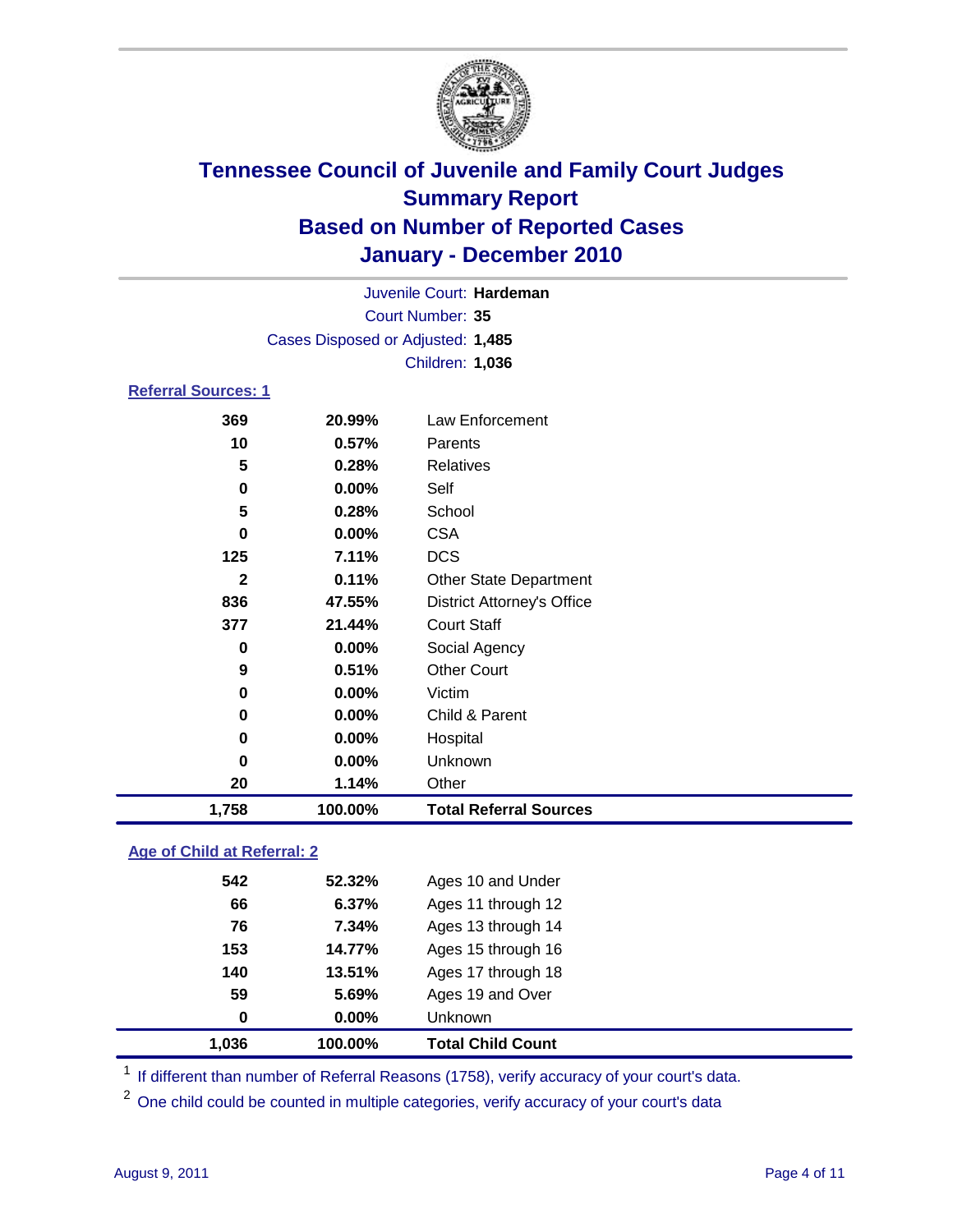# Tennessee Council of Juvenile and Family Court Judges
## Summary Report
## Based on Number of Reported Cases
## January - December 2010

Juvenile Court: **Hardeman**

Court Number: **35**

Cases Disposed or Adjusted: **1,485**

Children: **1,036**

### Referral Sources: 1

| Count | Percent | Source |
|---|---|---|
| 369 | 20.99% | Law Enforcement |
| 10 | 0.57% | Parents |
| 5 | 0.28% | Relatives |
| 0 | 0.00% | Self |
| 5 | 0.28% | School |
| 0 | 0.00% | CSA |
| 125 | 7.11% | DCS |
| 2 | 0.11% | Other State Department |
| 836 | 47.55% | District Attorney's Office |
| 377 | 21.44% | Court Staff |
| 0 | 0.00% | Social Agency |
| 9 | 0.51% | Other Court |
| 0 | 0.00% | Victim |
| 0 | 0.00% | Child & Parent |
| 0 | 0.00% | Hospital |
| 0 | 0.00% | Unknown |
| 20 | 1.14% | Other |
| **1,758** | **100.00%** | **Total Referral Sources** |

### Age of Child at Referral: 2

| Count | Percent | Age |
|---|---|---|
| 542 | 52.32% | Ages 10 and Under |
| 66 | 6.37% | Ages 11 through 12 |
| 76 | 7.34% | Ages 13 through 14 |
| 153 | 14.77% | Ages 15 through 16 |
| 140 | 13.51% | Ages 17 through 18 |
| 59 | 5.69% | Ages 19 and Over |
| 0 | 0.00% | Unknown |
| **1,036** | **100.00%** | **Total Child Count** |

[1] If different than number of Referral Reasons (1758), verify accuracy of your court's data.

[2] One child could be counted in multiple categories, verify accuracy of your court's data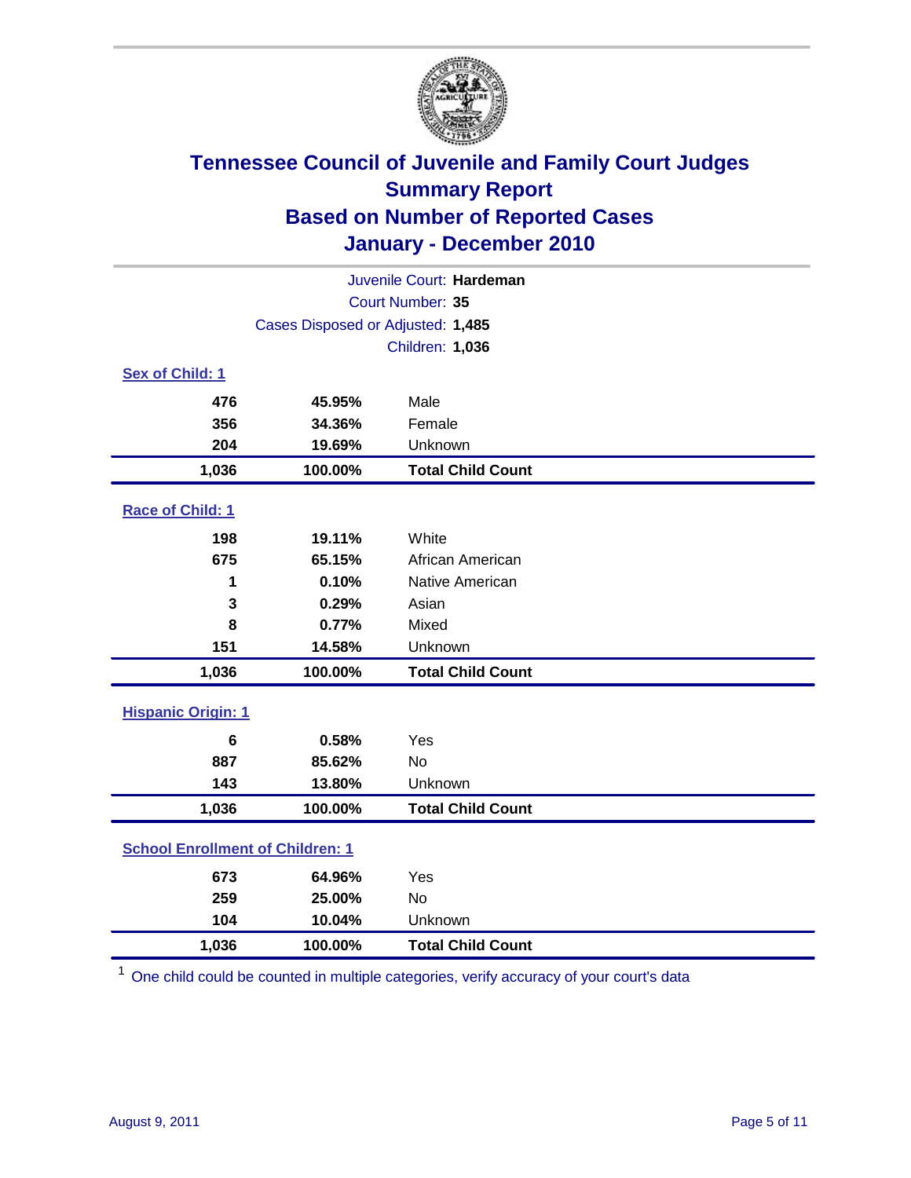# Tennessee Council of Juvenile and Family Court Judges
## Summary Report
## Based on Number of Reported Cases
## January - December 2010

Juvenile Court: **Hardeman**
Court Number: **35**
Cases Disposed or Adjusted: **1,485**
Children: **1,036**

### Sex of Child: 1

| Count | Percent | Category |
|---|---|---|
| 476 | 45.95% | Male |
| 356 | 34.36% | Female |
| 204 | 19.69% | Unknown |
| **1,036** | **100.00%** | **Total Child Count** |

### Race of Child: 1

| Count | Percent | Category |
|---|---|---|
| 198 | 19.11% | White |
| 675 | 65.15% | African American |
| 1 | 0.10% | Native American |
| 3 | 0.29% | Asian |
| 8 | 0.77% | Mixed |
| 151 | 14.58% | Unknown |
| **1,036** | **100.00%** | **Total Child Count** |

### Hispanic Origin: 1

| Count | Percent | Category |
|---|---|---|
| 6 | 0.58% | Yes |
| 887 | 85.62% | No |
| 143 | 13.80% | Unknown |
| **1,036** | **100.00%** | **Total Child Count** |

### School Enrollment of Children: 1

| Count | Percent | Category |
|---|---|---|
| 673 | 64.96% | Yes |
| 259 | 25.00% | No |
| 104 | 10.04% | Unknown |
| **1,036** | **100.00%** | **Total Child Count** |

[1] One child could be counted in multiple categories, verify accuracy of your court's data

August 9, 2011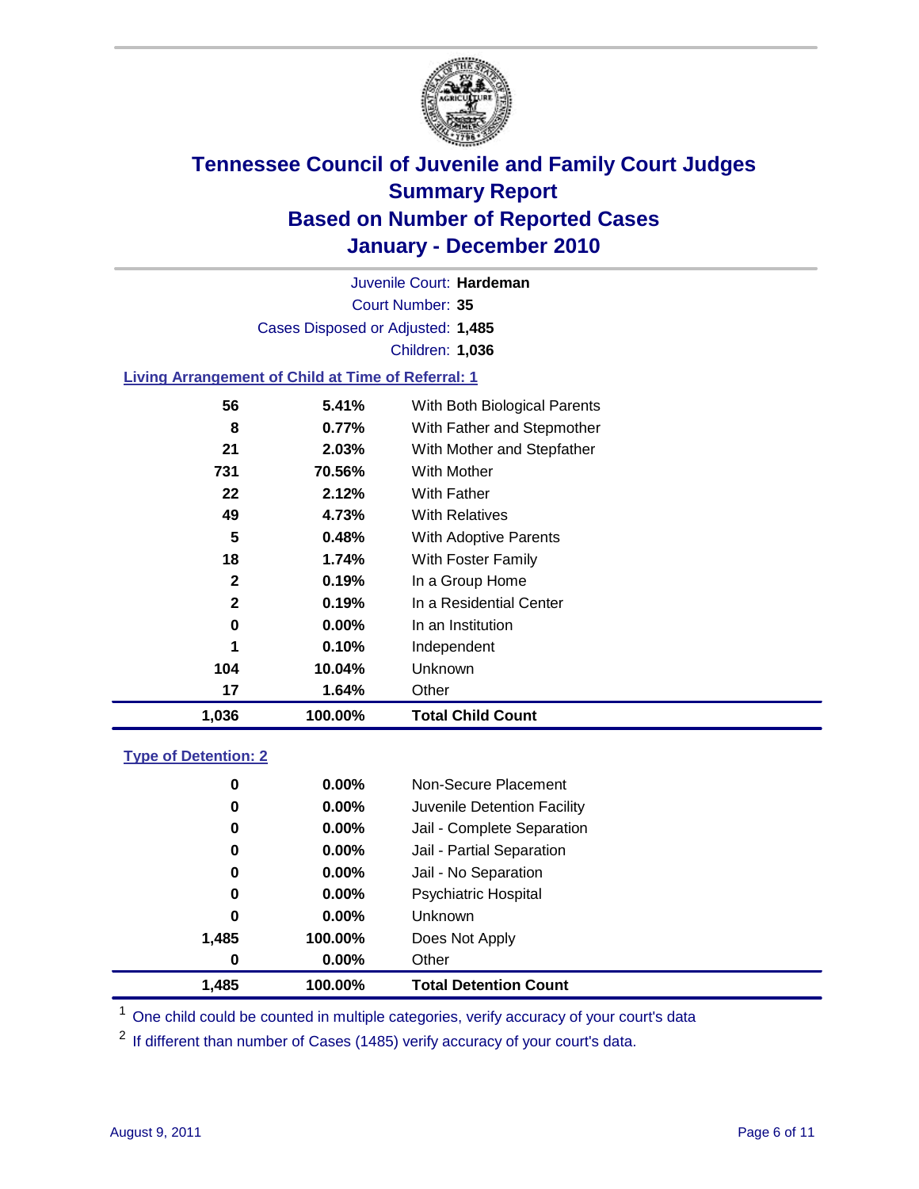# Tennessee Council of Juvenile and Family Court Judges
## Summary Report
## Based on Number of Reported Cases
## January - December 2010

Juvenile Court: **Hardeman**

Court Number: **35**

Cases Disposed or Adjusted: **1,485**

Children: **1,036**

### Living Arrangement of Child at Time of Referral: 1

| Count | Percent | Category |
|---|---|---|
| 56 | 5.41% | With Both Biological Parents |
| 8 | 0.77% | With Father and Stepmother |
| 21 | 2.03% | With Mother and Stepfather |
| 731 | 70.56% | With Mother |
| 22 | 2.12% | With Father |
| 49 | 4.73% | With Relatives |
| 5 | 0.48% | With Adoptive Parents |
| 18 | 1.74% | With Foster Family |
| 2 | 0.19% | In a Group Home |
| 2 | 0.19% | In a Residential Center |
| 0 | 0.00% | In an Institution |
| 1 | 0.10% | Independent |
| 104 | 10.04% | Unknown |
| 17 | 1.64% | Other |
| **1,036** | **100.00%** | **Total Child Count** |

### Type of Detention: 2

| Count | Percent | Category |
|---|---|---|
| 0 | 0.00% | Non-Secure Placement |
| 0 | 0.00% | Juvenile Detention Facility |
| 0 | 0.00% | Jail - Complete Separation |
| 0 | 0.00% | Jail - Partial Separation |
| 0 | 0.00% | Jail - No Separation |
| 0 | 0.00% | Psychiatric Hospital |
| 0 | 0.00% | Unknown |
| 1,485 | 100.00% | Does Not Apply |
| 0 | 0.00% | Other |
| **1,485** | **100.00%** | **Total Detention Count** |

[1] One child could be counted in multiple categories, verify accuracy of your court's data

[2] If different than number of Cases (1485) verify accuracy of your court's data.

August 9, 2011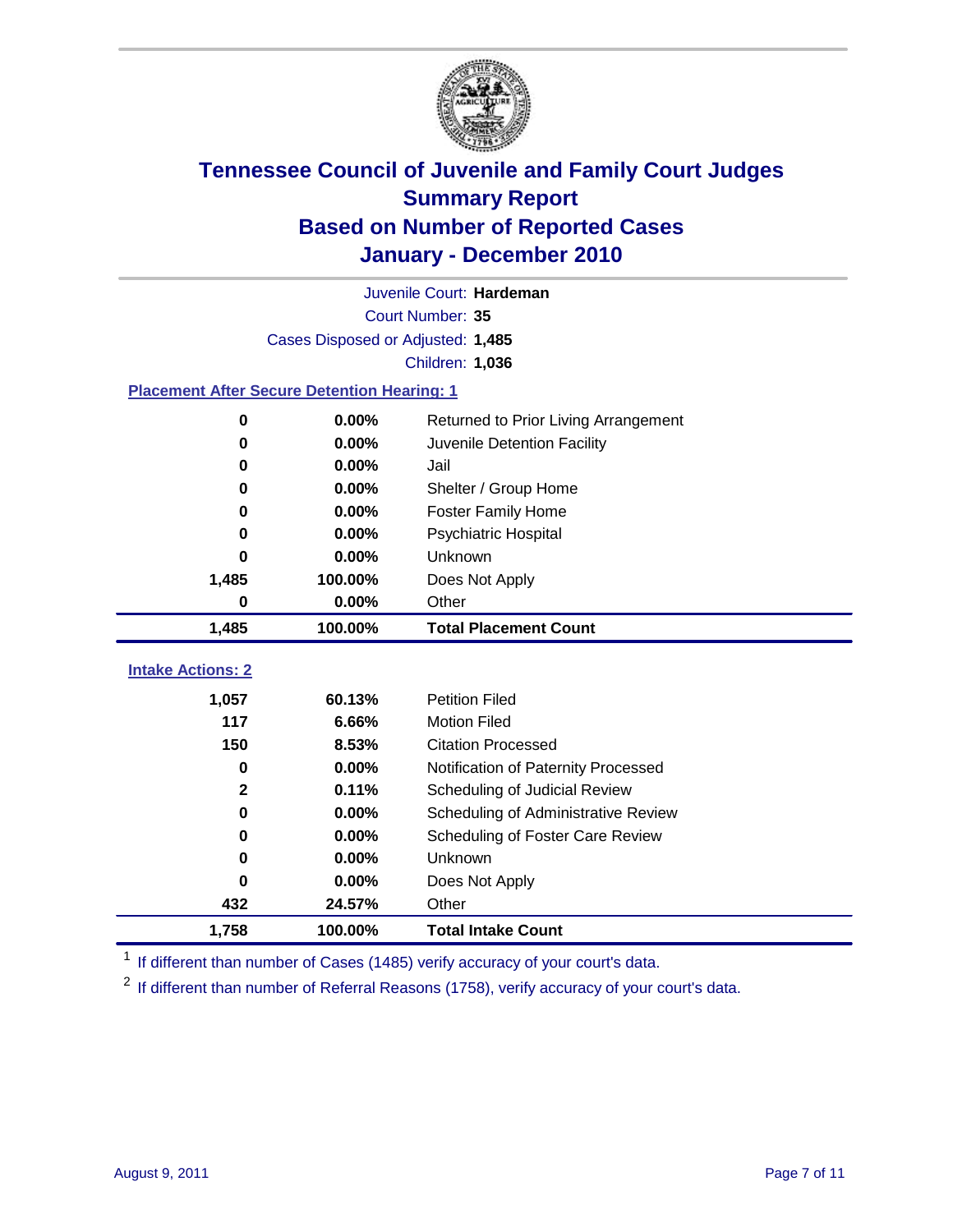# Tennessee Council of Juvenile and Family Court Judges
## Summary Report
## Based on Number of Reported Cases
## January - December 2010

Juvenile Court: **Hardeman**

Court Number: **35**

Cases Disposed or Adjusted: **1,485**

Children: **1,036**

### Placement After Secure Detention Hearing: 1

| | | |
|---|---|---|
| 0 | 0.00% | Returned to Prior Living Arrangement |
| 0 | 0.00% | Juvenile Detention Facility |
| 0 | 0.00% | Jail |
| 0 | 0.00% | Shelter / Group Home |
| 0 | 0.00% | Foster Family Home |
| 0 | 0.00% | Psychiatric Hospital |
| 0 | 0.00% | Unknown |
| 1,485 | 100.00% | Does Not Apply |
| 0 | 0.00% | Other |
| **1,485** | **100.00%** | **Total Placement Count** |

### Intake Actions: 2

| | | |
|---|---|---|
| 1,057 | 60.13% | Petition Filed |
| 117 | 6.66% | Motion Filed |
| 150 | 8.53% | Citation Processed |
| 0 | 0.00% | Notification of Paternity Processed |
| 2 | 0.11% | Scheduling of Judicial Review |
| 0 | 0.00% | Scheduling of Administrative Review |
| 0 | 0.00% | Scheduling of Foster Care Review |
| 0 | 0.00% | Unknown |
| 0 | 0.00% | Does Not Apply |
| 432 | 24.57% | Other |
| **1,758** | **100.00%** | **Total Intake Count** |

[1] If different than number of Cases (1485) verify accuracy of your court's data.

[2] If different than number of Referral Reasons (1758), verify accuracy of your court's data.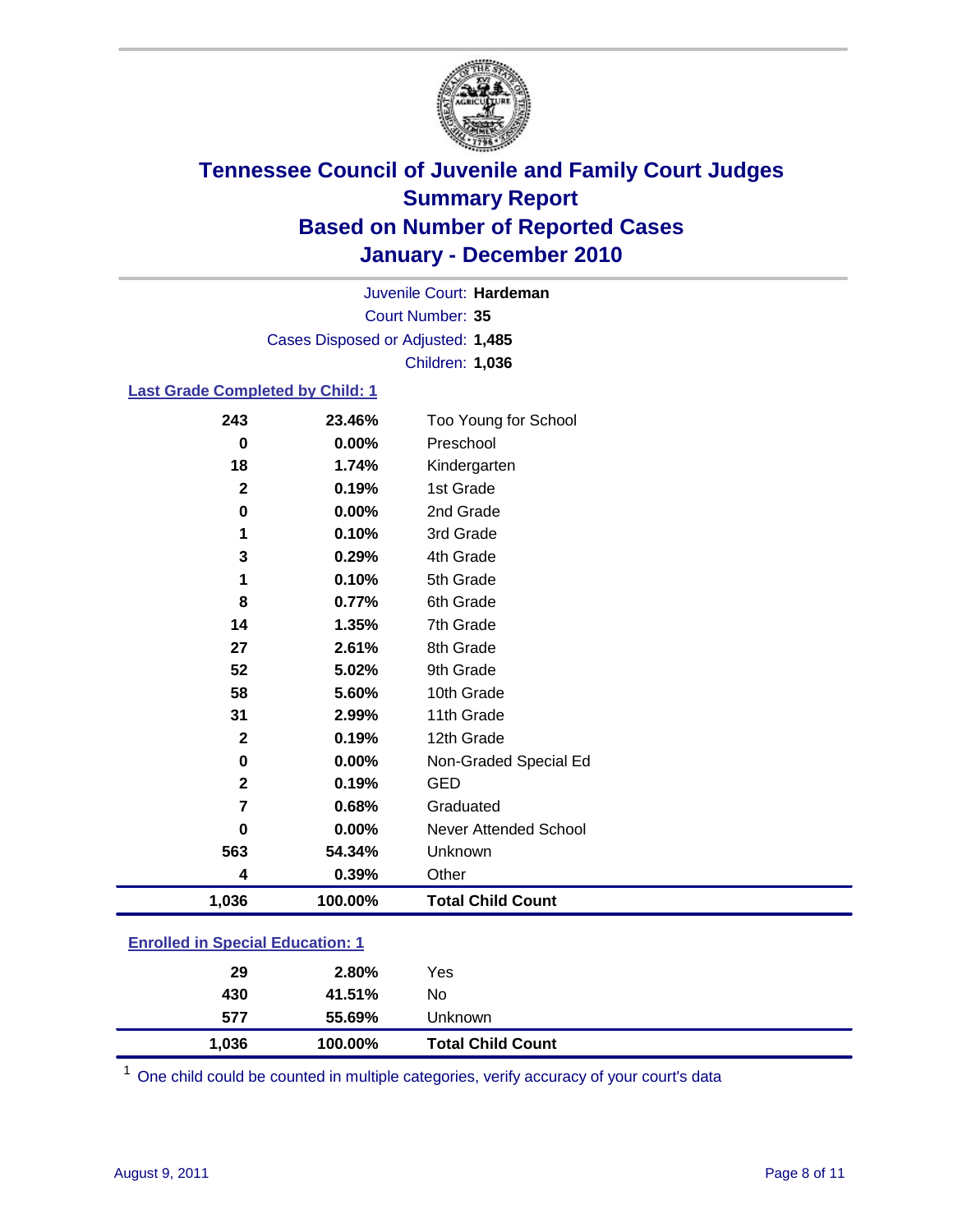# Tennessee Council of Juvenile and Family Court Judges
## Summary Report
## Based on Number of Reported Cases
## January - December 2010

Juvenile Court: **Hardeman**

Court Number: **35**

Cases Disposed or Adjusted: **1,485**

Children: **1,036**

### Last Grade Completed by Child: 1

| Count | Percent | Category |
|---|---|---|
| 243 | 23.46% | Too Young for School |
| 0 | 0.00% | Preschool |
| 18 | 1.74% | Kindergarten |
| 2 | 0.19% | 1st Grade |
| 0 | 0.00% | 2nd Grade |
| 1 | 0.10% | 3rd Grade |
| 3 | 0.29% | 4th Grade |
| 1 | 0.10% | 5th Grade |
| 8 | 0.77% | 6th Grade |
| 14 | 1.35% | 7th Grade |
| 27 | 2.61% | 8th Grade |
| 52 | 5.02% | 9th Grade |
| 58 | 5.60% | 10th Grade |
| 31 | 2.99% | 11th Grade |
| 2 | 0.19% | 12th Grade |
| 0 | 0.00% | Non-Graded Special Ed |
| 2 | 0.19% | GED |
| 7 | 0.68% | Graduated |
| 0 | 0.00% | Never Attended School |
| 563 | 54.34% | Unknown |
| 4 | 0.39% | Other |
| **1,036** | **100.00%** | **Total Child Count** |

### Enrolled in Special Education: 1

| Count | Percent | Category |
|---|---|---|
| 29 | 2.80% | Yes |
| 430 | 41.51% | No |
| 577 | 55.69% | Unknown |
| **1,036** | **100.00%** | **Total Child Count** |

[1] One child could be counted in multiple categories, verify accuracy of your court's data

August 9, 2011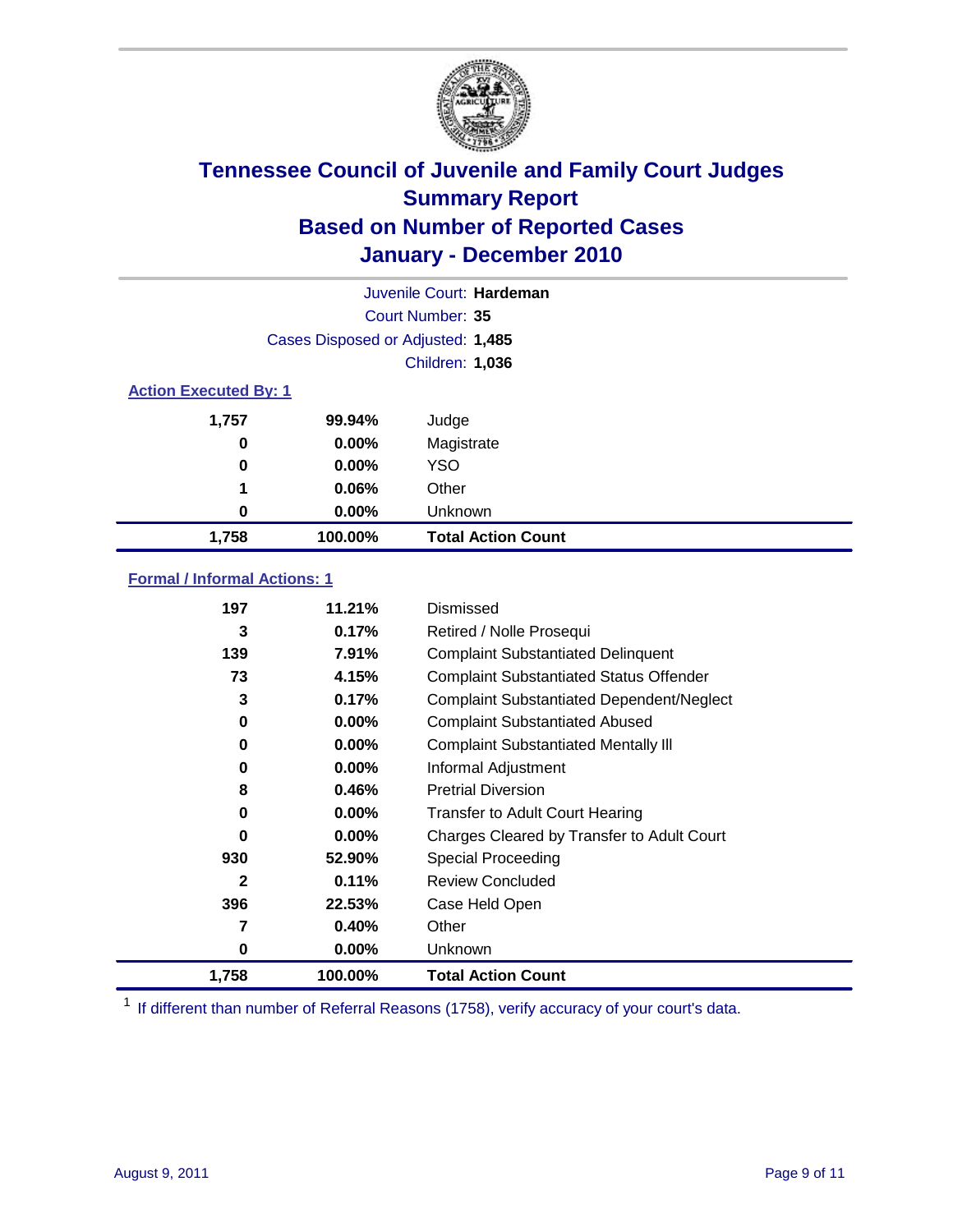# Tennessee Council of Juvenile and Family Court Judges
## Summary Report
## Based on Number of Reported Cases
## January - December 2010

Juvenile Court: **Hardeman**

Court Number: **35**

Cases Disposed or Adjusted: **1,485**

Children: **1,036**

### Action Executed By: 1

| | | |
|---|---|---|
| 1,757 | 99.94% | Judge |
| 0 | 0.00% | Magistrate |
| 0 | 0.00% | YSO |
| 1 | 0.06% | Other |
| 0 | 0.00% | Unknown |
| **1,758** | **100.00%** | **Total Action Count** |

### Formal / Informal Actions: 1

| | | |
|---|---|---|
| 197 | 11.21% | Dismissed |
| 3 | 0.17% | Retired / Nolle Prosequi |
| 139 | 7.91% | Complaint Substantiated Delinquent |
| 73 | 4.15% | Complaint Substantiated Status Offender |
| 3 | 0.17% | Complaint Substantiated Dependent/Neglect |
| 0 | 0.00% | Complaint Substantiated Abused |
| 0 | 0.00% | Complaint Substantiated Mentally Ill |
| 0 | 0.00% | Informal Adjustment |
| 8 | 0.46% | Pretrial Diversion |
| 0 | 0.00% | Transfer to Adult Court Hearing |
| 0 | 0.00% | Charges Cleared by Transfer to Adult Court |
| 930 | 52.90% | Special Proceeding |
| 2 | 0.11% | Review Concluded |
| 396 | 22.53% | Case Held Open |
| 7 | 0.40% | Other |
| 0 | 0.00% | Unknown |
| **1,758** | **100.00%** | **Total Action Count** |

[1] If different than number of Referral Reasons (1758), verify accuracy of your court's data.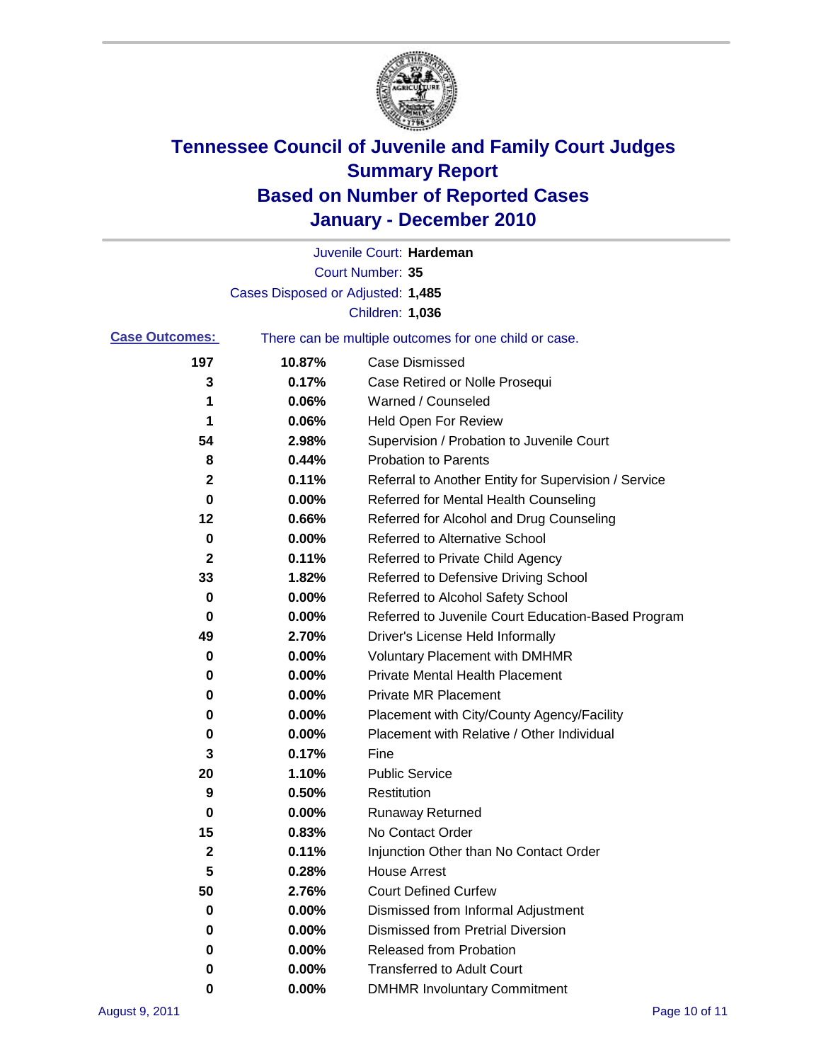# Tennessee Council of Juvenile and Family Court Judges
## Summary Report
## Based on Number of Reported Cases
## January - December 2010

Juvenile Court: **Hardeman**
Court Number: **35**
Cases Disposed or Adjusted: **1,485**
Children: **1,036**

**Case Outcomes:** There can be multiple outcomes for one child or case.

| | | |
|---|---|---|
| 197 | 10.87% | Case Dismissed |
| 3 | 0.17% | Case Retired or Nolle Prosequi |
| 1 | 0.06% | Warned / Counseled |
| 1 | 0.06% | Held Open For Review |
| 54 | 2.98% | Supervision / Probation to Juvenile Court |
| 8 | 0.44% | Probation to Parents |
| 2 | 0.11% | Referral to Another Entity for Supervision / Service |
| 0 | 0.00% | Referred for Mental Health Counseling |
| 12 | 0.66% | Referred for Alcohol and Drug Counseling |
| 0 | 0.00% | Referred to Alternative School |
| 2 | 0.11% | Referred to Private Child Agency |
| 33 | 1.82% | Referred to Defensive Driving School |
| 0 | 0.00% | Referred to Alcohol Safety School |
| 0 | 0.00% | Referred to Juvenile Court Education-Based Program |
| 49 | 2.70% | Driver's License Held Informally |
| 0 | 0.00% | Voluntary Placement with DMHMR |
| 0 | 0.00% | Private Mental Health Placement |
| 0 | 0.00% | Private MR Placement |
| 0 | 0.00% | Placement with City/County Agency/Facility |
| 0 | 0.00% | Placement with Relative / Other Individual |
| 3 | 0.17% | Fine |
| 20 | 1.10% | Public Service |
| 9 | 0.50% | Restitution |
| 0 | 0.00% | Runaway Returned |
| 15 | 0.83% | No Contact Order |
| 2 | 0.11% | Injunction Other than No Contact Order |
| 5 | 0.28% | House Arrest |
| 50 | 2.76% | Court Defined Curfew |
| 0 | 0.00% | Dismissed from Informal Adjustment |
| 0 | 0.00% | Dismissed from Pretrial Diversion |
| 0 | 0.00% | Released from Probation |
| 0 | 0.00% | Transferred to Adult Court |
| 0 | 0.00% | DMHMR Involuntary Commitment |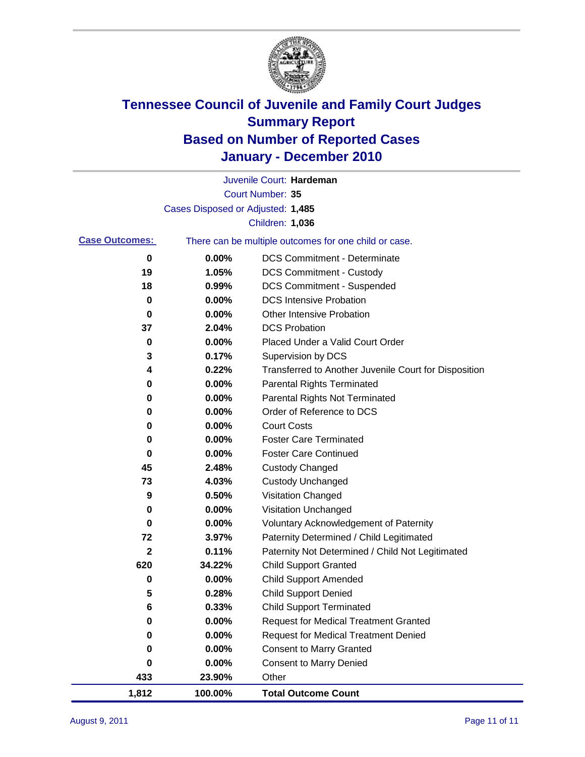# Tennessee Council of Juvenile and Family Court Judges
## Summary Report
## Based on Number of Reported Cases
## January - December 2010

Juvenile Court: **Hardeman**

Court Number: **35**

Cases Disposed or Adjusted: **1,485**

Children: **1,036**

| Case Outcomes: | There can be multiple outcomes for one child or case. | |
|---|---|---|
| **0** | **0.00%** | DCS Commitment - Determinate |
| **19** | **1.05%** | DCS Commitment - Custody |
| **18** | **0.99%** | DCS Commitment - Suspended |
| **0** | **0.00%** | DCS Intensive Probation |
| **0** | **0.00%** | Other Intensive Probation |
| **37** | **2.04%** | DCS Probation |
| **0** | **0.00%** | Placed Under a Valid Court Order |
| **3** | **0.17%** | Supervision by DCS |
| **4** | **0.22%** | Transferred to Another Juvenile Court for Disposition |
| **0** | **0.00%** | Parental Rights Terminated |
| **0** | **0.00%** | Parental Rights Not Terminated |
| **0** | **0.00%** | Order of Reference to DCS |
| **0** | **0.00%** | Court Costs |
| **0** | **0.00%** | Foster Care Terminated |
| **0** | **0.00%** | Foster Care Continued |
| **45** | **2.48%** | Custody Changed |
| **73** | **4.03%** | Custody Unchanged |
| **9** | **0.50%** | Visitation Changed |
| **0** | **0.00%** | Visitation Unchanged |
| **0** | **0.00%** | Voluntary Acknowledgement of Paternity |
| **72** | **3.97%** | Paternity Determined / Child Legitimated |
| **2** | **0.11%** | Paternity Not Determined / Child Not Legitimated |
| **620** | **34.22%** | Child Support Granted |
| **0** | **0.00%** | Child Support Amended |
| **5** | **0.28%** | Child Support Denied |
| **6** | **0.33%** | Child Support Terminated |
| **0** | **0.00%** | Request for Medical Treatment Granted |
| **0** | **0.00%** | Request for Medical Treatment Denied |
| **0** | **0.00%** | Consent to Marry Granted |
| **0** | **0.00%** | Consent to Marry Denied |
| **433** | **23.90%** | Other |
| **1,812** | **100.00%** | **Total Outcome Count** |